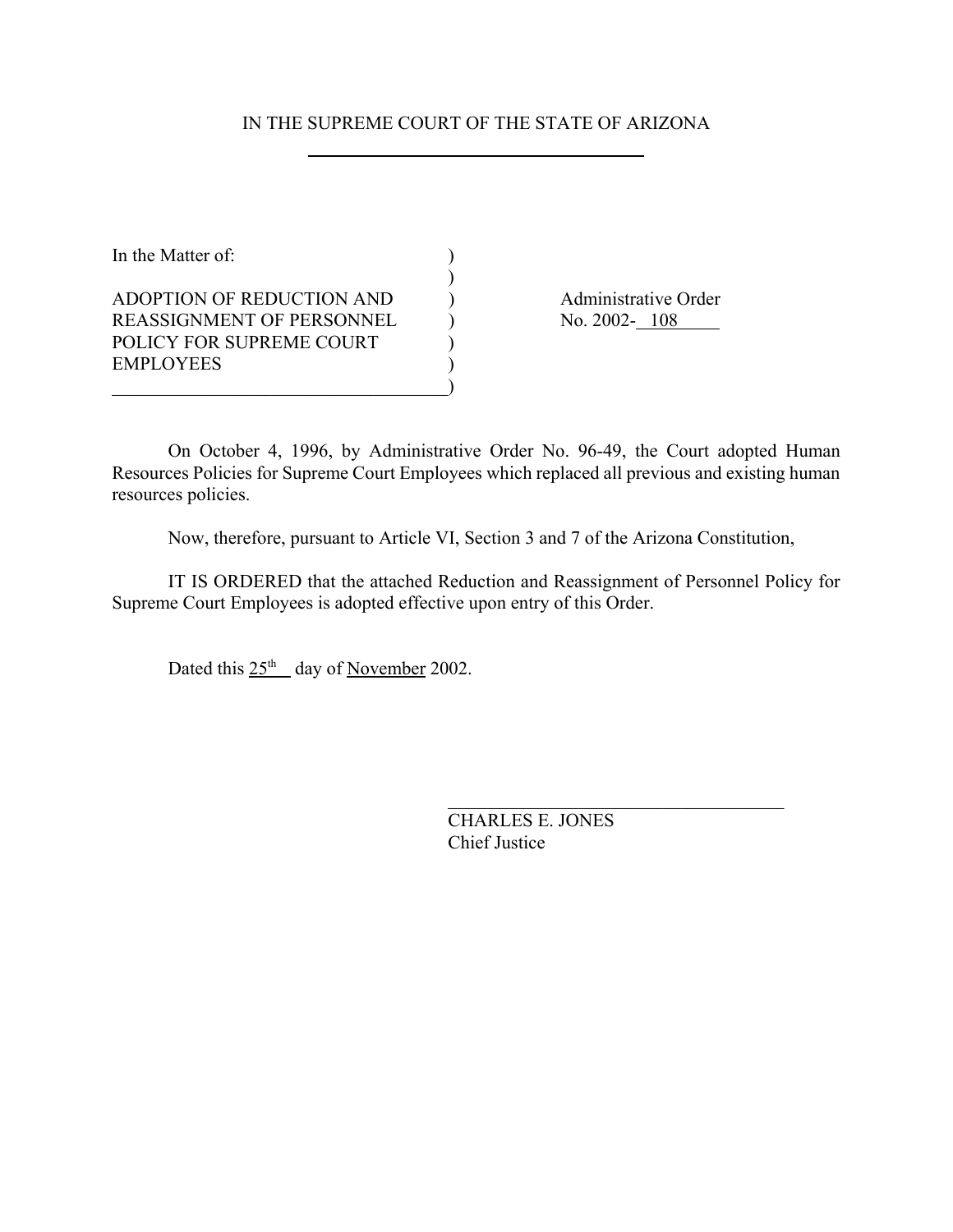IN THE SUPREME COURT OF THE STATE OF ARIZONA

In the Matter of:

ADOPTION OF REDUCTION AND REASSIGNMENT OF PERSONNEL POLICY FOR SUPREME COURT EMPLOYEES

Administrative Order No. 2002- 108

On October 4, 1996, by Administrative Order No. 96-49, the Court adopted Human Resources Policies for Supreme Court Employees which replaced all previous and existing human resources policies.

Now, therefore, pursuant to Article VI, Section 3 and 7 of the Arizona Constitution,

IT IS ORDERED that the attached Reduction and Reassignment of Personnel Policy for Supreme Court Employees is adopted effective upon entry of this Order.

Dated this 25th day of November 2002.

CHARLES E. JONES
Chief Justice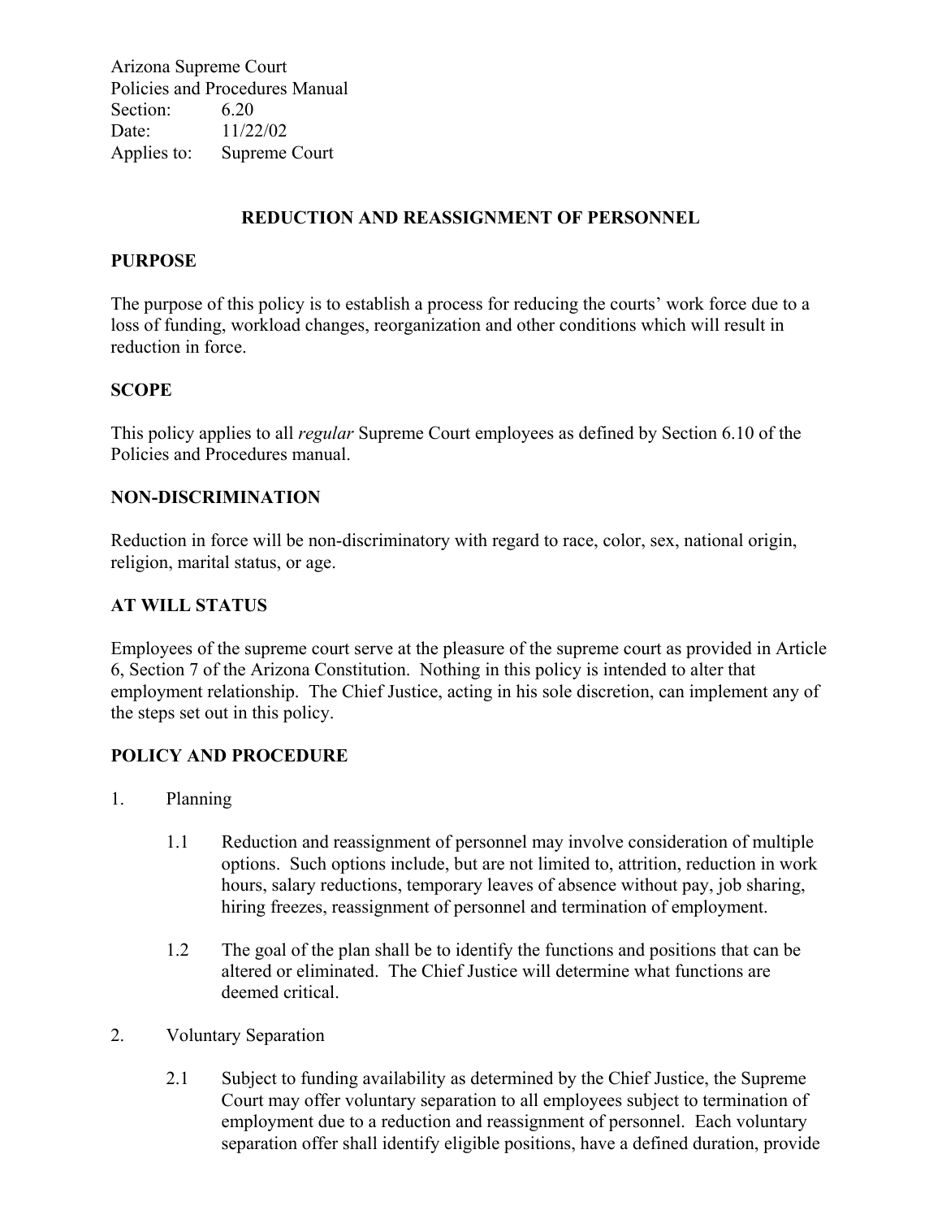Arizona Supreme Court
Policies and Procedures Manual
Section: 6.20
Date: 11/22/02
Applies to: Supreme Court

## REDUCTION AND REASSIGNMENT OF PERSONNEL

### PURPOSE

The purpose of this policy is to establish a process for reducing the courts' work force due to a loss of funding, workload changes, reorganization and other conditions which will result in reduction in force.

### SCOPE

This policy applies to all *regular* Supreme Court employees as defined by Section 6.10 of the Policies and Procedures manual.

### NON-DISCRIMINATION

Reduction in force will be non-discriminatory with regard to race, color, sex, national origin, religion, marital status, or age.

### AT WILL STATUS

Employees of the supreme court serve at the pleasure of the supreme court as provided in Article 6, Section 7 of the Arizona Constitution. Nothing in this policy is intended to alter that employment relationship. The Chief Justice, acting in his sole discretion, can implement any of the steps set out in this policy.

### POLICY AND PROCEDURE

1. Planning

   1.1 Reduction and reassignment of personnel may involve consideration of multiple options. Such options include, but are not limited to, attrition, reduction in work hours, salary reductions, temporary leaves of absence without pay, job sharing, hiring freezes, reassignment of personnel and termination of employment.

   1.2 The goal of the plan shall be to identify the functions and positions that can be altered or eliminated. The Chief Justice will determine what functions are deemed critical.

2. Voluntary Separation

   2.1 Subject to funding availability as determined by the Chief Justice, the Supreme Court may offer voluntary separation to all employees subject to termination of employment due to a reduction and reassignment of personnel. Each voluntary separation offer shall identify eligible positions, have a defined duration, provide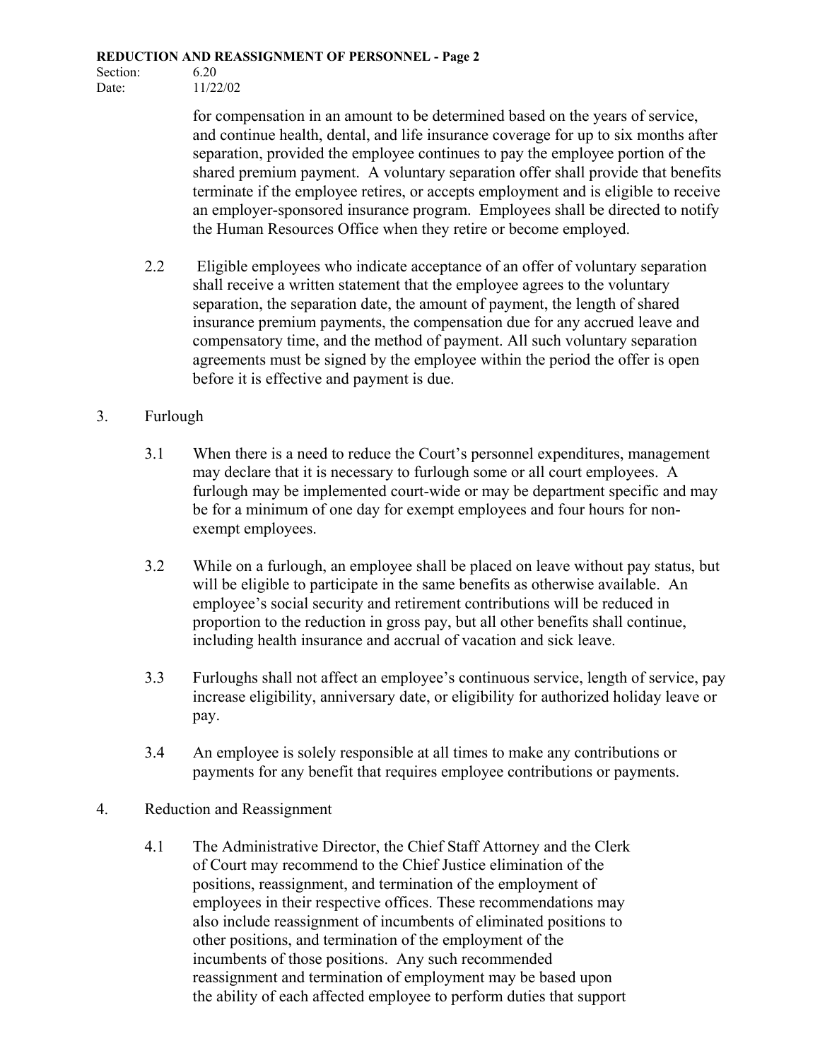for compensation in an amount to be determined based on the years of service, and continue health, dental, and life insurance coverage for up to six months after separation, provided the employee continues to pay the employee portion of the shared premium payment. A voluntary separation offer shall provide that benefits terminate if the employee retires, or accepts employment and is eligible to receive an employer-sponsored insurance program. Employees shall be directed to notify the Human Resources Office when they retire or become employed.

2.2 Eligible employees who indicate acceptance of an offer of voluntary separation shall receive a written statement that the employee agrees to the voluntary separation, the separation date, the amount of payment, the length of shared insurance premium payments, the compensation due for any accrued leave and compensatory time, and the method of payment. All such voluntary separation agreements must be signed by the employee within the period the offer is open before it is effective and payment is due.

3. Furlough

3.1 When there is a need to reduce the Court's personnel expenditures, management may declare that it is necessary to furlough some or all court employees. A furlough may be implemented court-wide or may be department specific and may be for a minimum of one day for exempt employees and four hours for non-exempt employees.

3.2 While on a furlough, an employee shall be placed on leave without pay status, but will be eligible to participate in the same benefits as otherwise available. An employee's social security and retirement contributions will be reduced in proportion to the reduction in gross pay, but all other benefits shall continue, including health insurance and accrual of vacation and sick leave.

3.3 Furloughs shall not affect an employee's continuous service, length of service, pay increase eligibility, anniversary date, or eligibility for authorized holiday leave or pay.

3.4 An employee is solely responsible at all times to make any contributions or payments for any benefit that requires employee contributions or payments.

4. Reduction and Reassignment

4.1 The Administrative Director, the Chief Staff Attorney and the Clerk of Court may recommend to the Chief Justice elimination of the positions, reassignment, and termination of the employment of employees in their respective offices. These recommendations may also include reassignment of incumbents of eliminated positions to other positions, and termination of the employment of the incumbents of those positions. Any such recommended reassignment and termination of employment may be based upon the ability of each affected employee to perform duties that support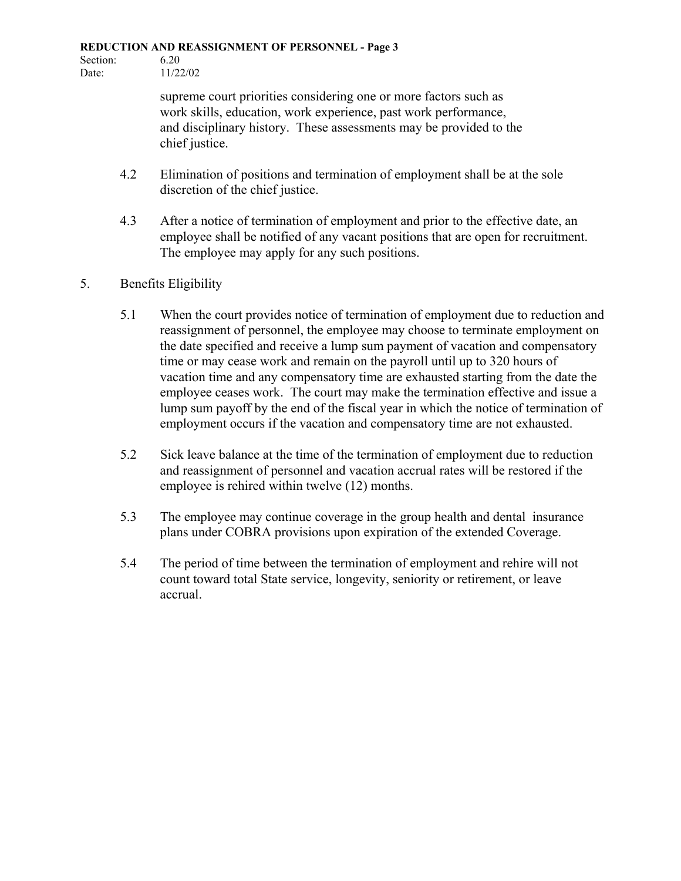supreme court priorities considering one or more factors such as work skills, education, work experience, past work performance, and disciplinary history. These assessments may be provided to the chief justice.

4.2 Elimination of positions and termination of employment shall be at the sole discretion of the chief justice.

4.3 After a notice of termination of employment and prior to the effective date, an employee shall be notified of any vacant positions that are open for recruitment. The employee may apply for any such positions.

5. Benefits Eligibility

5.1 When the court provides notice of termination of employment due to reduction and reassignment of personnel, the employee may choose to terminate employment on the date specified and receive a lump sum payment of vacation and compensatory time or may cease work and remain on the payroll until up to 320 hours of vacation time and any compensatory time are exhausted starting from the date the employee ceases work. The court may make the termination effective and issue a lump sum payoff by the end of the fiscal year in which the notice of termination of employment occurs if the vacation and compensatory time are not exhausted.

5.2 Sick leave balance at the time of the termination of employment due to reduction and reassignment of personnel and vacation accrual rates will be restored if the employee is rehired within twelve (12) months.

5.3 The employee may continue coverage in the group health and dental insurance plans under COBRA provisions upon expiration of the extended Coverage.

5.4 The period of time between the termination of employment and rehire will not count toward total State service, longevity, seniority or retirement, or leave accrual.